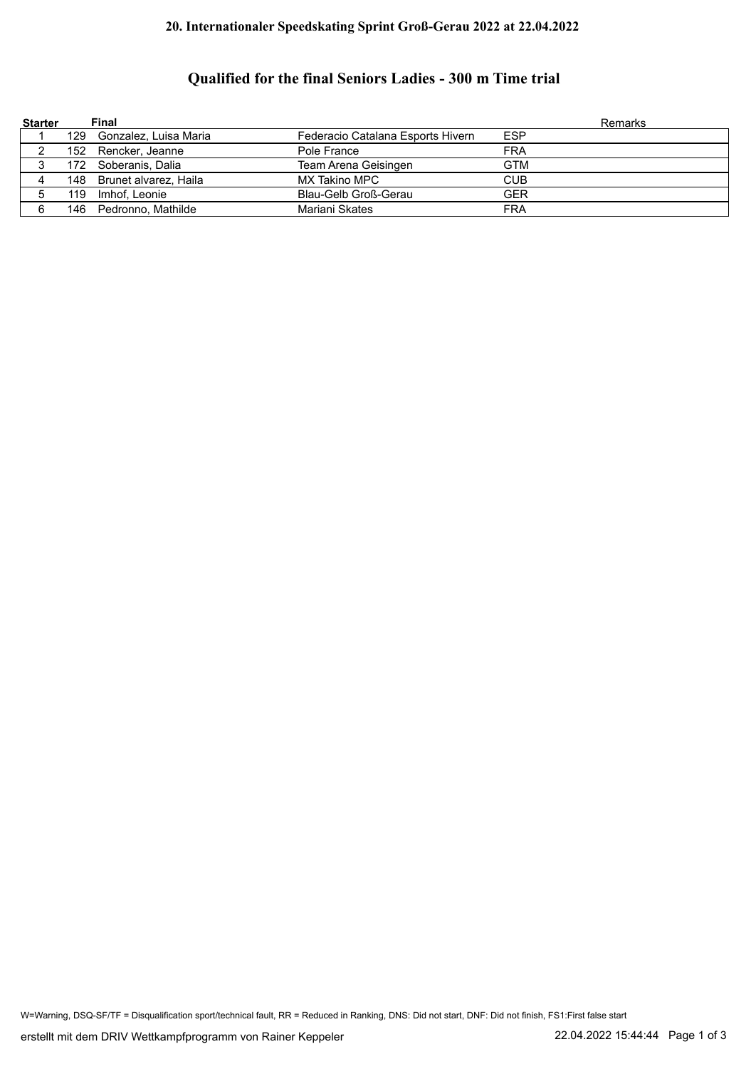**20. Internationaler Speedskating Sprint Groß-Gerau 2022 at 22.04.2022**

## Qualified for the final Seniors Ladies - 300 m Time trial

| Starter | Final | | | | Remarks |
|---|---|---|---|---|---|
| 1 | 129 | Gonzalez, Luisa Maria | Federacio Catalana Esports Hivern | ESP | |
| 2 | 152 | Rencker, Jeanne | Pole France | FRA | |
| 3 | 172 | Soberanis, Dalia | Team Arena Geisingen | GTM | |
| 4 | 148 | Brunet alvarez, Haila | MX Takino MPC | CUB | |
| 5 | 119 | Imhof, Leonie | Blau-Gelb Groß-Gerau | GER | |
| 6 | 146 | Pedronno, Mathilde | Mariani Skates | FRA | |

W=Warning, DSQ-SF/TF = Disqualification sport/technical fault, RR = Reduced in Ranking, DNS: Did not start, DNF: Did not finish, FS1:First false start

erstellt mit dem DRIV Wettkampfprogramm von Rainer Keppeler 22.04.2022 15:44:44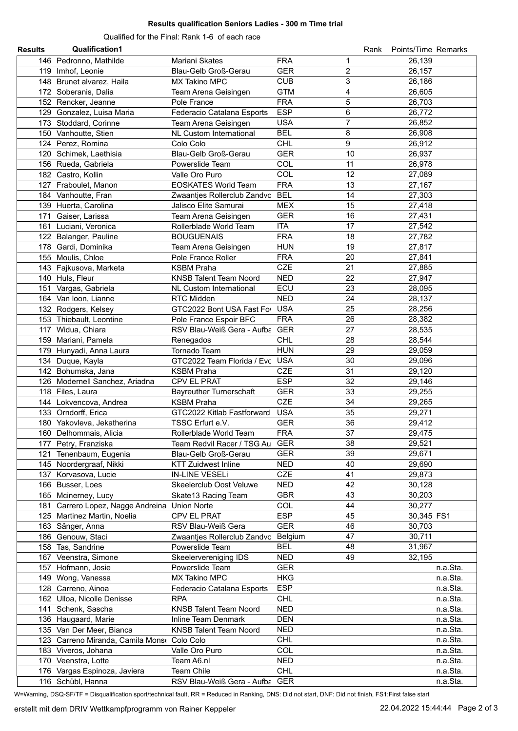**Results qualification Seniors Ladies - 300 m Time trial**

Qualified for the Final: Rank 1-6 of each race

| Results | Qualification1 | | | Rank | Points/Time | Remarks |
|---|---|---|---|---|---|---|
| 146 | Pedronno, Mathilde | Mariani Skates | FRA | 1 | 26,139 | |
| 119 | Imhof, Leonie | Blau-Gelb Groß-Gerau | GER | 2 | 26,157 | |
| 148 | Brunet alvarez, Haila | MX Takino MPC | CUB | 3 | 26,186 | |
| 172 | Soberanis, Dalia | Team Arena Geisingen | GTM | 4 | 26,605 | |
| 152 | Rencker, Jeanne | Pole France | FRA | 5 | 26,703 | |
| 129 | Gonzalez, Luisa Maria | Federacio Catalana Esports | ESP | 6 | 26,772 | |
| 173 | Stoddard, Corinne | Team Arena Geisingen | USA | 7 | 26,852 | |
| 150 | Vanhoutte, Stien | NL Custom International | BEL | 8 | 26,908 | |
| 124 | Perez, Romina | Colo Colo | CHL | 9 | 26,912 | |
| 120 | Schimek, Laethisia | Blau-Gelb Groß-Gerau | GER | 10 | 26,937 | |
| 156 | Rueda, Gabriela | Powerslide Team | COL | 11 | 26,978 | |
| 182 | Castro, Kollin | Valle Oro Puro | COL | 12 | 27,089 | |
| 127 | Fraboulet, Manon | EOSKATES World Team | FRA | 13 | 27,167 | |
| 184 | Vanhoutte, Fran | Zwaantjes Rollerclub Zandvc | BEL | 14 | 27,303 | |
| 139 | Huerta, Carolina | Jalisco Elite Samurai | MEX | 15 | 27,418 | |
| 171 | Gaiser, Larissa | Team Arena Geisingen | GER | 16 | 27,431 | |
| 161 | Luciani, Veronica | Rollerblade World Team | ITA | 17 | 27,542 | |
| 122 | Balanger, Pauline | BOUGUENAIS | FRA | 18 | 27,782 | |
| 178 | Gardi, Dominika | Team Arena Geisingen | HUN | 19 | 27,817 | |
| 155 | Moulis, Chloe | Pole France Roller | FRA | 20 | 27,841 | |
| 143 | Fajkusova, Marketa | KSBM Praha | CZE | 21 | 27,885 | |
| 140 | Huls, Fleur | KNSB Talent Team Noord | NED | 22 | 27,947 | |
| 151 | Vargas, Gabriela | NL Custom International | ECU | 23 | 28,095 | |
| 164 | Van loon, Lianne | RTC Midden | NED | 24 | 28,137 | |
| 132 | Rodgers, Kelsey | GTC2022 Bont USA Fast Fo | USA | 25 | 28,256 | |
| 153 | Thiebault, Leontine | Pole France Espoir BFC | FRA | 26 | 28,382 | |
| 117 | Widua, Chiara | RSV Blau-Weiß Gera - Aufba | GER | 27 | 28,535 | |
| 159 | Mariani, Pamela | Renegados | CHL | 28 | 28,544 | |
| 179 | Hunyadi, Anna Laura | Tornado Team | HUN | 29 | 29,059 | |
| 134 | Duque, Kayla | GTC2022 Team Florida / Evc | USA | 30 | 29,096 | |
| 142 | Bohumska, Jana | KSBM Praha | CZE | 31 | 29,120 | |
| 126 | Modernell Sanchez, Ariadna | CPV EL PRAT | ESP | 32 | 29,146 | |
| 118 | Files, Laura | Bayreuther Turnerschaft | GER | 33 | 29,255 | |
| 144 | Lokvencova, Andrea | KSBM Praha | CZE | 34 | 29,265 | |
| 133 | Orndorff, Erica | GTC2022 Kitlab Fastforward | USA | 35 | 29,271 | |
| 180 | Yakovleva, Jekatherina | TSSC Erfurt e.V. | GER | 36 | 29,412 | |
| 160 | Delhommais, Alicia | Rollerblade World Team | FRA | 37 | 29,475 | |
| 177 | Petry, Franziska | Team Redvil Racer / TSG Au | GER | 38 | 29,521 | |
| 121 | Tenenbaum, Eugenia | Blau-Gelb Groß-Gerau | GER | 39 | 29,671 | |
| 145 | Noordergraaf, Nikki | KTT Zuidwest Inline | NED | 40 | 29,690 | |
| 137 | Korvasova, Lucie | IN-LINE VESELi | CZE | 41 | 29,873 | |
| 166 | Busser, Loes | Skeelerclub Oost Veluwe | NED | 42 | 30,128 | |
| 165 | Mcinerney, Lucy | Skate13 Racing Team | GBR | 43 | 30,203 | |
| 181 | Carrero Lopez, Nagge Andreina | Union Norte | COL | 44 | 30,277 | |
| 125 | Martinez Martin, Noelia | CPV EL PRAT | ESP | 45 | 30,345 | FS1 |
| 163 | Sänger, Anna | RSV Blau-Weiß Gera | GER | 46 | 30,703 | |
| 186 | Genouw, Staci | Zwaantjes Rollerclub Zandvc | Belgium | 47 | 30,711 | |
| 158 | Tas, Sandrine | Powerslide Team | BEL | 48 | 31,967 | |
| 167 | Veenstra, Simone | Skeelervereniging IDS | NED | 49 | 32,195 | |
| 157 | Hofmann, Josie | Powerslide Team | GER | | | n.a.Sta. |
| 149 | Wong, Vanessa | MX Takino MPC | HKG | | | n.a.Sta. |
| 128 | Carreno, Ainoa | Federacio Catalana Esports | ESP | | | n.a.Sta. |
| 162 | Ulloa, Nicolle Denisse | RPA | CHL | | | n.a.Sta. |
| 141 | Schenk, Sascha | KNSB Talent Team Noord | NED | | | n.a.Sta. |
| 136 | Haugaard, Marie | Inline Team Denmark | DEN | | | n.a.Sta. |
| 135 | Van Der Meer, Bianca | KNSB Talent Team Noord | NED | | | n.a.Sta. |
| 123 | Carreno Miranda, Camila Monse | Colo Colo | CHL | | | n.a.Sta. |
| 183 | Viveros, Johana | Valle Oro Puro | COL | | | n.a.Sta. |
| 170 | Veenstra, Lotte | Team A6.nl | NED | | | n.a.Sta. |
| 176 | Vargas Espinoza, Javiera | Team Chile | CHL | | | n.a.Sta. |
| 116 | Schübl, Hanna | RSV Blau-Weiß Gera - Aufba | GER | | | n.a.Sta. |

W=Warning, DSQ-SF/TF = Disqualification sport/technical fault, RR = Reduced in Ranking, DNS: Did not start, DNF: Did not finish, FS1:First false start

erstellt mit dem DRIV Wettkampfprogramm von Rainer Keppeler 22.04.2022 15:44:44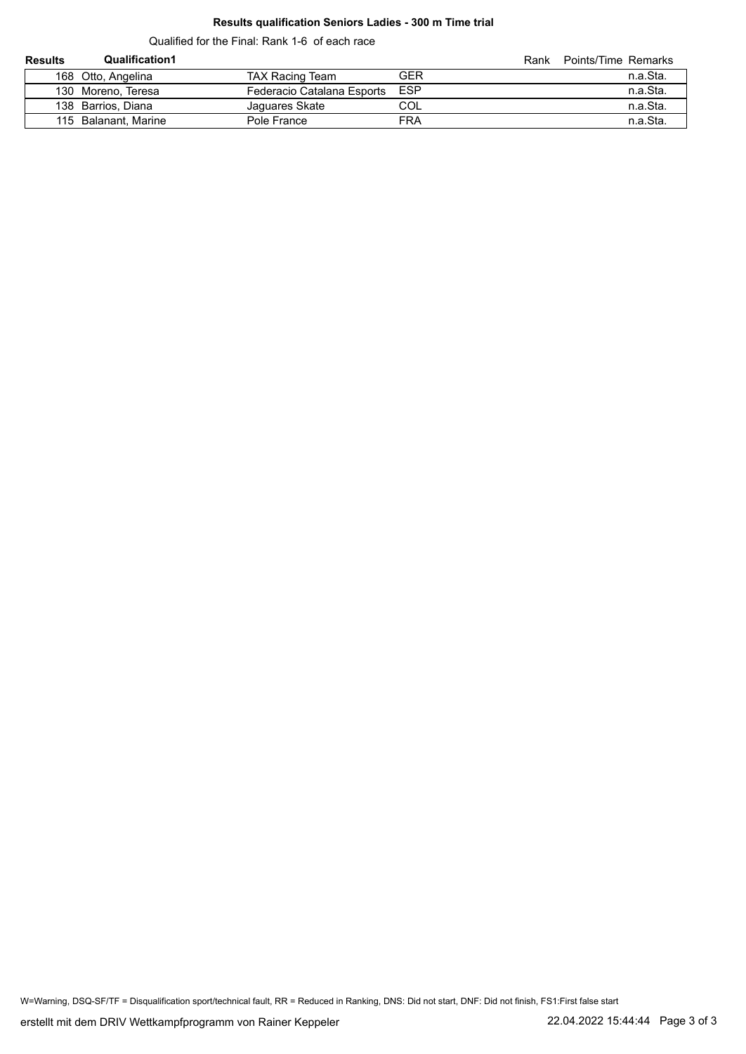**Results qualification Seniors Ladies - 300 m Time trial**

Qualified for the Final: Rank 1-6 of each race

| Results | Qualification1 | | | Rank | Points/Time | Remarks |
|---|---|---|---|---|---|---|
| 168 | Otto, Angelina | TAX Racing Team | GER | | | n.a.Sta. |
| 130 | Moreno, Teresa | Federacio Catalana Esports | ESP | | | n.a.Sta. |
| 138 | Barrios, Diana | Jaguares Skate | COL | | | n.a.Sta. |
| 115 | Balanant, Marine | Pole France | FRA | | | n.a.Sta. |

W=Warning, DSQ-SF/TF = Disqualification sport/technical fault, RR = Reduced in Ranking, DNS: Did not start, DNF: Did not finish, FS1:First false start

erstellt mit dem DRIV Wettkampfprogramm von Rainer Keppeler

22.04.2022 15:44:44